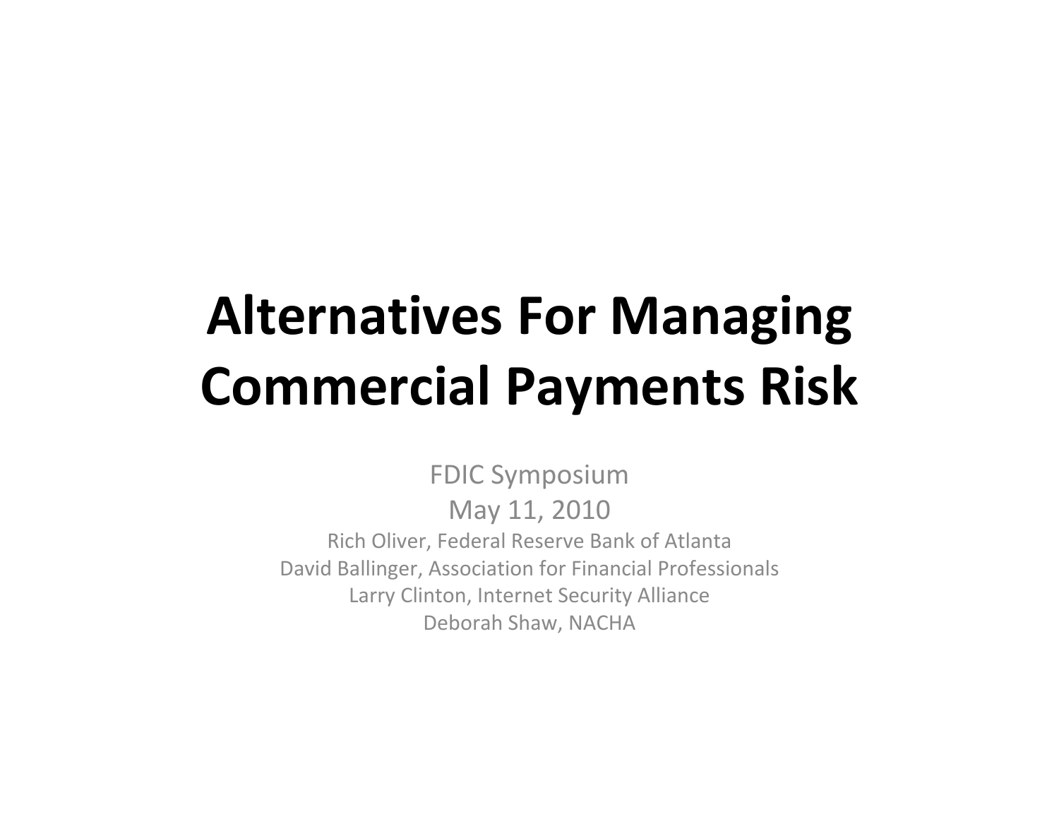# Alternatives For Managing Commercial Payments Risk

FDIC Symposium

May 11, 2010

Rich Oliver, Federal Reserve Bank of Atlanta

David Ballinger, Association for Financial Professionals

Larry Clinton, Internet Security Alliance

Deborah Shaw, NACHA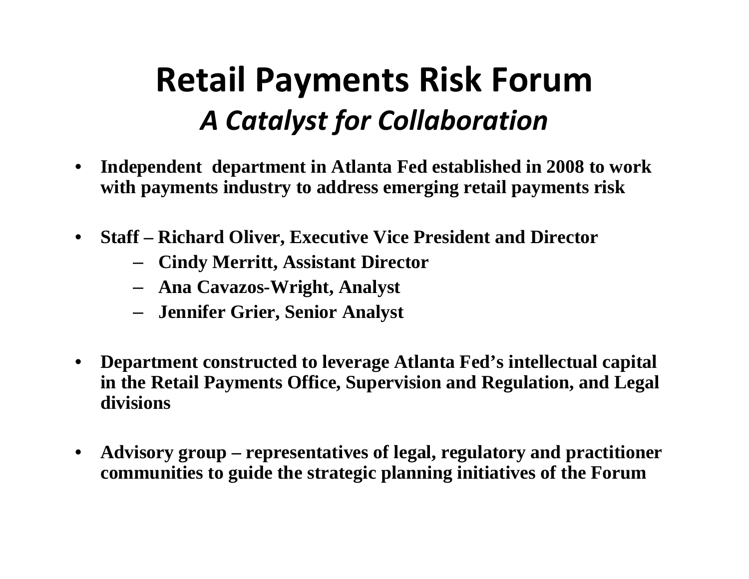# Retail Payments Risk Forum

## *A Catalyst for Collaboration*

- **Independent department in Atlanta Fed established in 2008 to work with payments industry to address emerging retail payments risk**
- **Staff – Richard Oliver, Executive Vice President and Director**
  - **Cindy Merritt, Assistant Director**
  - **Ana Cavazos-Wright, Analyst**
  - **Jennifer Grier, Senior Analyst**
- **Department constructed to leverage Atlanta Fed's intellectual capital in the Retail Payments Office, Supervision and Regulation, and Legal divisions**
- **Advisory group – representatives of legal, regulatory and practitioner communities to guide the strategic planning initiatives of the Forum**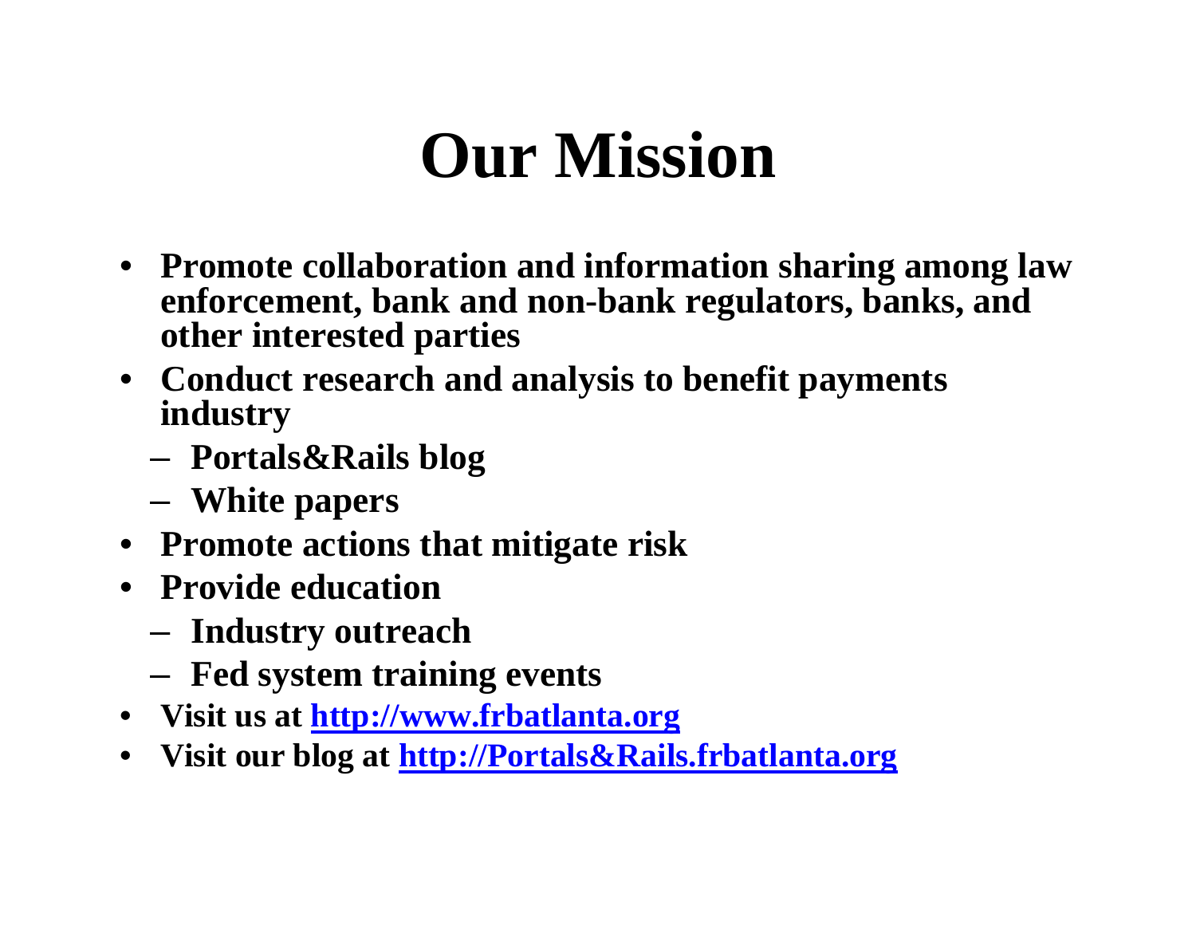# Our Mission

- **Promote collaboration and information sharing among law enforcement, bank and non-bank regulators, banks, and other interested parties**
- **Conduct research and analysis to benefit payments industry**
  - **Portals&Rails blog**
  - **White papers**
- **Promote actions that mitigate risk**
- **Provide education**
  - **Industry outreach**
  - **Fed system training events**
- **Visit us at http://www.frbatlanta.org**
- **Visit our blog at http://Portals&Rails.frbatlanta.org**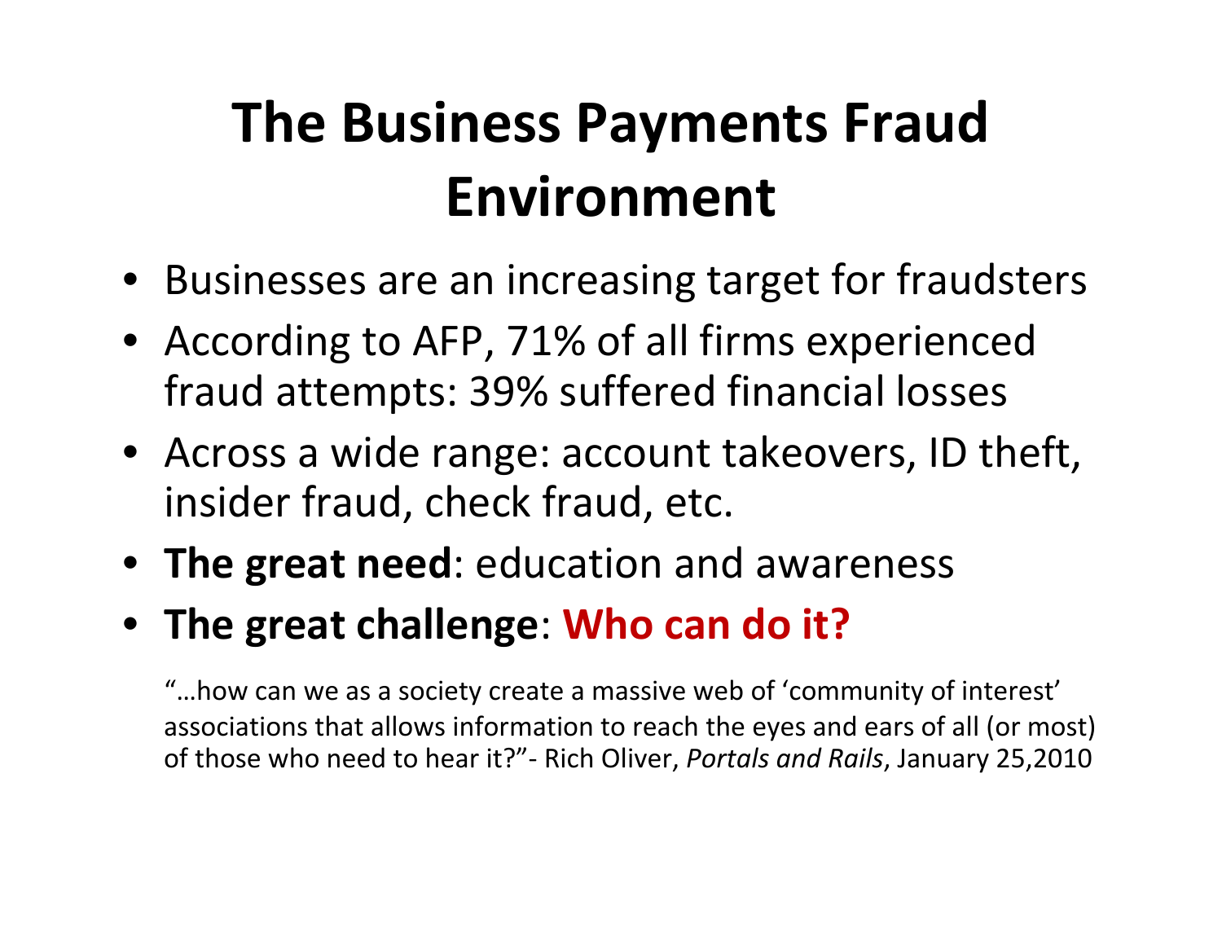# The Business Payments Fraud Environment

- Businesses are an increasing target for fraudsters
- According to AFP, 71% of all firms experienced fraud attempts: 39% suffered financial losses
- Across a wide range: account takeovers, ID theft, insider fraud, check fraud, etc.
- **The great need**: education and awareness
- **The great challenge**: **Who can do it?**

"…how can we as a society create a massive web of 'community of interest' associations that allows information to reach the eyes and ears of all (or most) of those who need to hear it?"- Rich Oliver, *Portals and Rails*, January 25,2010